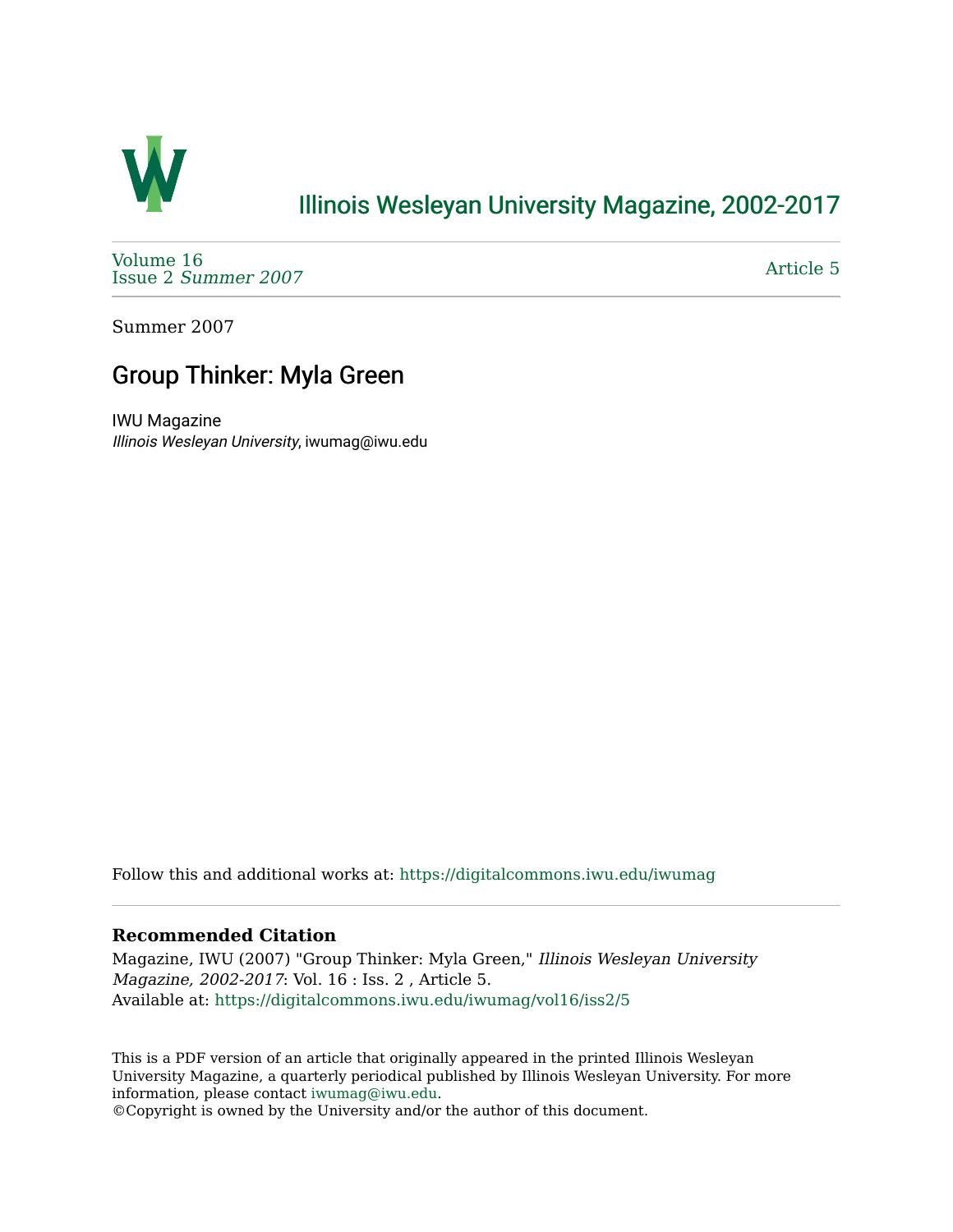# Illinois Wesleyan University Magazine, 2002-2017

Volume 16
Issue 2 *Summer 2007*

Article 5

Summer 2007

## Group Thinker: Myla Green

IWU Magazine
*Illinois Wesleyan University*, iwumag@iwu.edu

Follow this and additional works at: https://digitalcommons.iwu.edu/iwumag

**Recommended Citation**
Magazine, IWU (2007) "Group Thinker: Myla Green," *Illinois Wesleyan University Magazine, 2002-2017*: Vol. 16 : Iss. 2 , Article 5.
Available at: https://digitalcommons.iwu.edu/iwumag/vol16/iss2/5

This is a PDF version of an article that originally appeared in the printed Illinois Wesleyan University Magazine, a quarterly periodical published by Illinois Wesleyan University. For more information, please contact iwumag@iwu.edu.
©Copyright is owned by the University and/or the author of this document.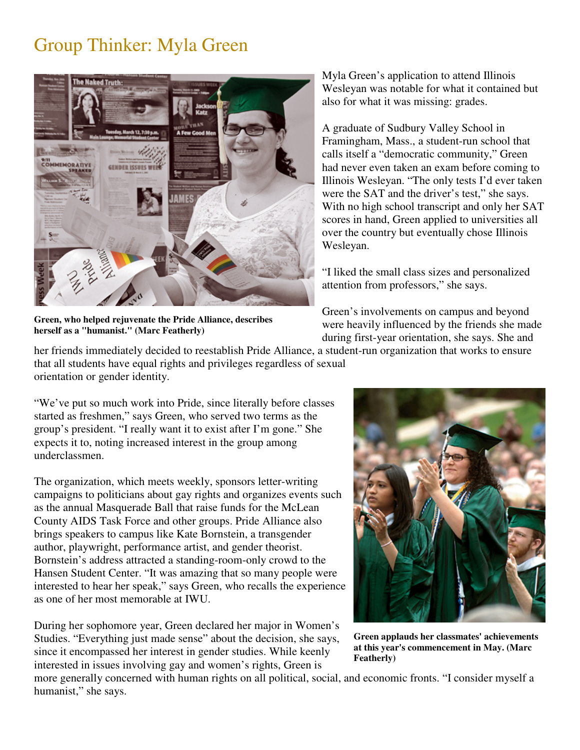# Group Thinker: Myla Green

Green, who helped rejuvenate the Pride Alliance, describes herself as a "humanist." (Marc Featherly)

Myla Green's application to attend Illinois Wesleyan was notable for what it contained but also for what it was missing: grades.

A graduate of Sudbury Valley School in Framingham, Mass., a student-run school that calls itself a "democratic community," Green had never even taken an exam before coming to Illinois Wesleyan. "The only tests I'd ever taken were the SAT and the driver's test," she says. With no high school transcript and only her SAT scores in hand, Green applied to universities all over the country but eventually chose Illinois Wesleyan.

"I liked the small class sizes and personalized attention from professors," she says.

Green's involvements on campus and beyond were heavily influenced by the friends she made during first-year orientation, she says. She and her friends immediately decided to reestablish Pride Alliance, a student-run organization that works to ensure that all students have equal rights and privileges regardless of sexual orientation or gender identity.

"We've put so much work into Pride, since literally before classes started as freshmen," says Green, who served two terms as the group's president. "I really want it to exist after I'm gone." She expects it to, noting increased interest in the group among underclassmen.

The organization, which meets weekly, sponsors letter-writing campaigns to politicians about gay rights and organizes events such as the annual Masquerade Ball that raise funds for the McLean County AIDS Task Force and other groups. Pride Alliance also brings speakers to campus like Kate Bornstein, a transgender author, playwright, performance artist, and gender theorist. Bornstein's address attracted a standing-room-only crowd to the Hansen Student Center. "It was amazing that so many people were interested to hear her speak," says Green, who recalls the experience as one of her most memorable at IWU.

Green applauds her classmates' achievements at this year's commencement in May. (Marc Featherly)

During her sophomore year, Green declared her major in Women's Studies. "Everything just made sense" about the decision, she says, since it encompassed her interest in gender studies. While keenly interested in issues involving gay and women's rights, Green is more generally concerned with human rights on all political, social, and economic fronts. "I consider myself a humanist," she says.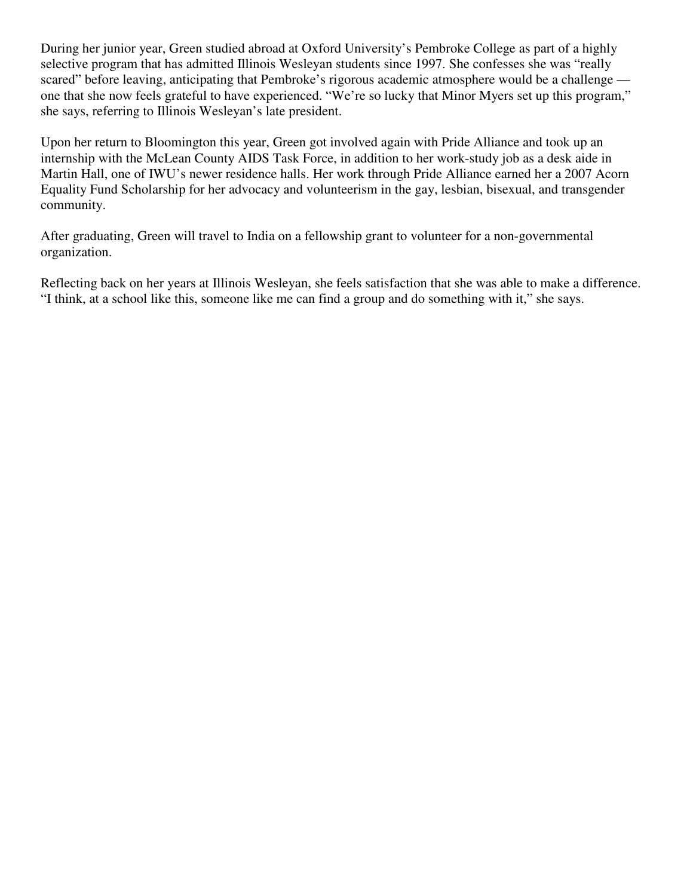During her junior year, Green studied abroad at Oxford University's Pembroke College as part of a highly selective program that has admitted Illinois Wesleyan students since 1997. She confesses she was "really scared" before leaving, anticipating that Pembroke's rigorous academic atmosphere would be a challenge — one that she now feels grateful to have experienced. "We're so lucky that Minor Myers set up this program," she says, referring to Illinois Wesleyan's late president.

Upon her return to Bloomington this year, Green got involved again with Pride Alliance and took up an internship with the McLean County AIDS Task Force, in addition to her work-study job as a desk aide in Martin Hall, one of IWU's newer residence halls. Her work through Pride Alliance earned her a 2007 Acorn Equality Fund Scholarship for her advocacy and volunteerism in the gay, lesbian, bisexual, and transgender community.

After graduating, Green will travel to India on a fellowship grant to volunteer for a non-governmental organization.

Reflecting back on her years at Illinois Wesleyan, she feels satisfaction that she was able to make a difference. "I think, at a school like this, someone like me can find a group and do something with it," she says.